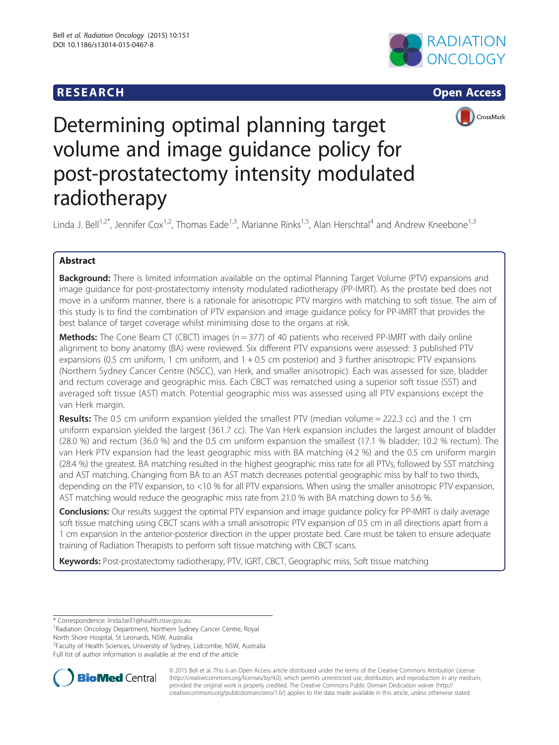RESEARCH

Open Access

# Determining optimal planning target volume and image guidance policy for post-prostatectomy intensity modulated radiotherapy

Linda J. Bell[1,2*], Jennifer Cox[1,2], Thomas Eade[1,3], Marianne Rinks[1,5], Alan Herschtal[4] and Andrew Kneebone[1,3]

## Abstract

**Background:** There is limited information available on the optimal Planning Target Volume (PTV) expansions and image guidance for post-prostatectomy intensity modulated radiotherapy (PP-IMRT). As the prostate bed does not move in a uniform manner, there is a rationale for anisotropic PTV margins with matching to soft tissue. The aim of this study is to find the combination of PTV expansion and image guidance policy for PP-IMRT that provides the best balance of target coverage whilst minimising dose to the organs at risk.

**Methods:** The Cone Beam CT (CBCT) images ($n = 377$) of 40 patients who received PP-IMRT with daily online alignment to bony anatomy (BA) were reviewed. Six different PTV expansions were assessed: 3 published PTV expansions (0.5 cm uniform, 1 cm uniform, and 1 + 0.5 cm posterior) and 3 further anisotropic PTV expansions (Northern Sydney Cancer Centre (NSCC), van Herk, and smaller anisotropic). Each was assessed for size, bladder and rectum coverage and geographic miss. Each CBCT was rematched using a superior soft tissue (SST) and averaged soft tissue (AST) match. Potential geographic miss was assessed using all PTV expansions except the van Herk margin.

**Results:** The 0.5 cm uniform expansion yielded the smallest PTV (median volume = 222.3 cc) and the 1 cm uniform expansion yielded the largest (361.7 cc). The Van Herk expansion includes the largest amount of bladder (28.0 %) and rectum (36.0 %) and the 0.5 cm uniform expansion the smallest (17.1 % bladder; 10.2 % rectum). The van Herk PTV expansion had the least geographic miss with BA matching (4.2 %) and the 0.5 cm uniform margin (28.4 %) the greatest. BA matching resulted in the highest geographic miss rate for all PTVs, followed by SST matching and AST matching. Changing from BA to an AST match decreases potential geographic miss by half to two thirds, depending on the PTV expansion, to <10 % for all PTV expansions. When using the smaller anisotropic PTV expansion, AST matching would reduce the geographic miss rate from 21.0 % with BA matching down to 5.6 %.

**Conclusions:** Our results suggest the optimal PTV expansion and image guidance policy for PP-IMRT is daily average soft tissue matching using CBCT scans with a small anisotropic PTV expansion of 0.5 cm in all directions apart from a 1 cm expansion in the anterior-posterior direction in the upper prostate bed. Care must be taken to ensure adequate training of Radiation Therapists to perform soft tissue matching with CBCT scans.

**Keywords:** Post-prostatectomy radiotherapy, PTV, IGRT, CBCT, Geographic miss, Soft tissue matching

\* Correspondence: linda.bell1@health.nsw.gov.au
[1]Radiation Oncology Department, Northern Sydney Cancer Centre, Royal North Shore Hospital, St Leonards, NSW, Australia
[2]Faculty of Health Sciences, University of Sydney, Lidcombe, NSW, Australia
Full list of author information is available at the end of the article

© 2015 Bell et al. This is an Open Access article distributed under the terms of the Creative Commons Attribution License (http://creativecommons.org/licenses/by/4.0), which permits unrestricted use, distribution, and reproduction in any medium, provided the original work is properly credited. The Creative Commons Public Domain Dedication waiver (http://creativecommons.org/publicdomain/zero/1.0/) applies to the data made available in this article, unless otherwise stated.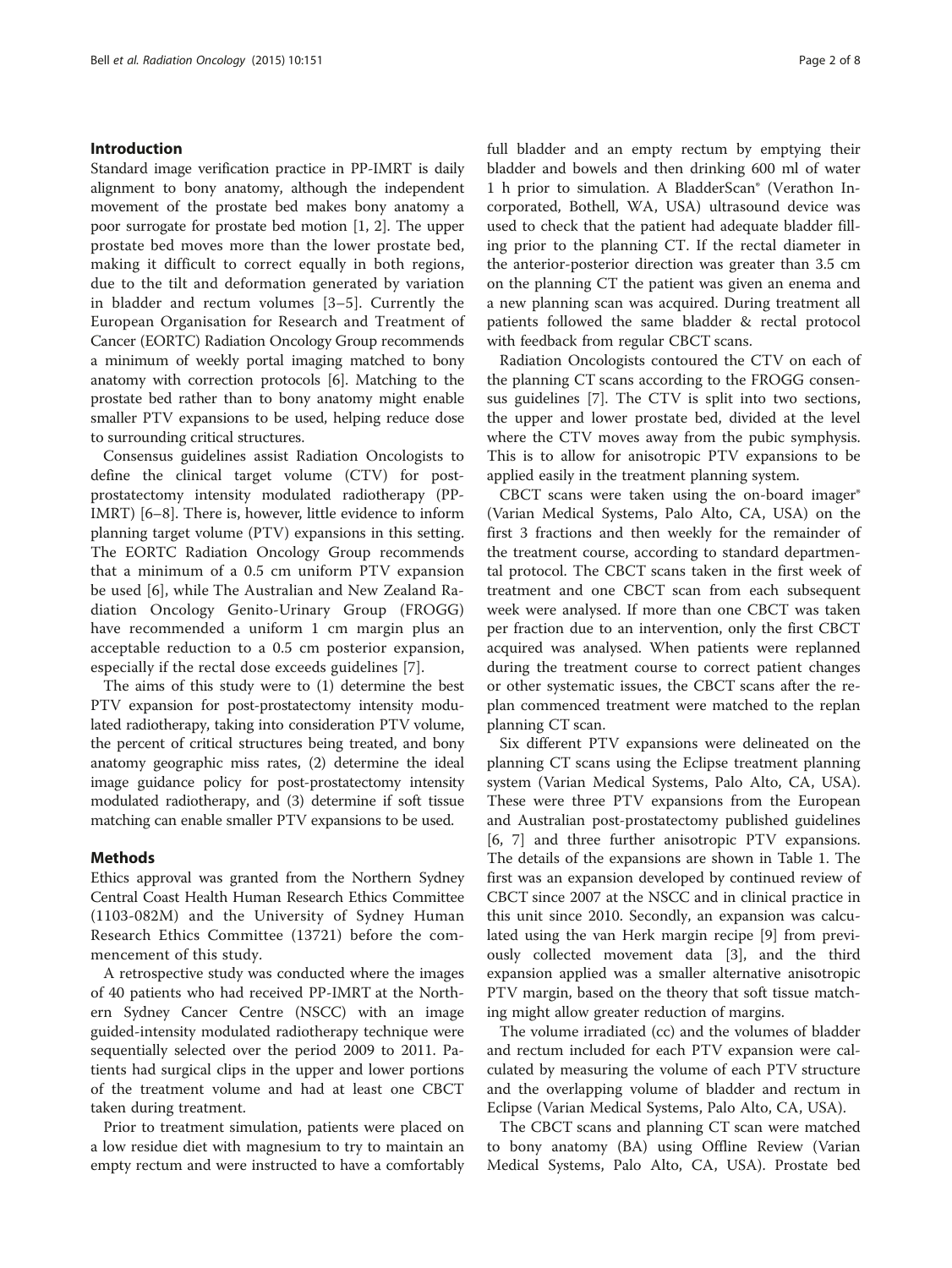## Introduction

Standard image verification practice in PP-IMRT is daily alignment to bony anatomy, although the independent movement of the prostate bed makes bony anatomy a poor surrogate for prostate bed motion [1, 2]. The upper prostate bed moves more than the lower prostate bed, making it difficult to correct equally in both regions, due to the tilt and deformation generated by variation in bladder and rectum volumes [3–5]. Currently the European Organisation for Research and Treatment of Cancer (EORTC) Radiation Oncology Group recommends a minimum of weekly portal imaging matched to bony anatomy with correction protocols [6]. Matching to the prostate bed rather than to bony anatomy might enable smaller PTV expansions to be used, helping reduce dose to surrounding critical structures.

Consensus guidelines assist Radiation Oncologists to define the clinical target volume (CTV) for post-prostatectomy intensity modulated radiotherapy (PP-IMRT) [6–8]. There is, however, little evidence to inform planning target volume (PTV) expansions in this setting. The EORTC Radiation Oncology Group recommends that a minimum of a 0.5 cm uniform PTV expansion be used [6], while The Australian and New Zealand Radiation Oncology Genito-Urinary Group (FROGG) have recommended a uniform 1 cm margin plus an acceptable reduction to a 0.5 cm posterior expansion, especially if the rectal dose exceeds guidelines [7].

The aims of this study were to (1) determine the best PTV expansion for post-prostatectomy intensity modulated radiotherapy, taking into consideration PTV volume, the percent of critical structures being treated, and bony anatomy geographic miss rates, (2) determine the ideal image guidance policy for post-prostatectomy intensity modulated radiotherapy, and (3) determine if soft tissue matching can enable smaller PTV expansions to be used.

## Methods

Ethics approval was granted from the Northern Sydney Central Coast Health Human Research Ethics Committee (1103-082M) and the University of Sydney Human Research Ethics Committee (13721) before the commencement of this study.

A retrospective study was conducted where the images of 40 patients who had received PP-IMRT at the Northern Sydney Cancer Centre (NSCC) with an image guided-intensity modulated radiotherapy technique were sequentially selected over the period 2009 to 2011. Patients had surgical clips in the upper and lower portions of the treatment volume and had at least one CBCT taken during treatment.

Prior to treatment simulation, patients were placed on a low residue diet with magnesium to try to maintain an empty rectum and were instructed to have a comfortably full bladder and an empty rectum by emptying their bladder and bowels and then drinking 600 ml of water 1 h prior to simulation. A BladderScan® (Verathon Incorporated, Bothell, WA, USA) ultrasound device was used to check that the patient had adequate bladder filling prior to the planning CT. If the rectal diameter in the anterior-posterior direction was greater than 3.5 cm on the planning CT the patient was given an enema and a new planning scan was acquired. During treatment all patients followed the same bladder & rectal protocol with feedback from regular CBCT scans.

Radiation Oncologists contoured the CTV on each of the planning CT scans according to the FROGG consensus guidelines [7]. The CTV is split into two sections, the upper and lower prostate bed, divided at the level where the CTV moves away from the pubic symphysis. This is to allow for anisotropic PTV expansions to be applied easily in the treatment planning system.

CBCT scans were taken using the on-board imager® (Varian Medical Systems, Palo Alto, CA, USA) on the first 3 fractions and then weekly for the remainder of the treatment course, according to standard departmental protocol. The CBCT scans taken in the first week of treatment and one CBCT scan from each subsequent week were analysed. If more than one CBCT was taken per fraction due to an intervention, only the first CBCT acquired was analysed. When patients were replanned during the treatment course to correct patient changes or other systematic issues, the CBCT scans after the replan commenced treatment were matched to the replan planning CT scan.

Six different PTV expansions were delineated on the planning CT scans using the Eclipse treatment planning system (Varian Medical Systems, Palo Alto, CA, USA). These were three PTV expansions from the European and Australian post-prostatectomy published guidelines [6, 7] and three further anisotropic PTV expansions. The details of the expansions are shown in Table 1. The first was an expansion developed by continued review of CBCT since 2007 at the NSCC and in clinical practice in this unit since 2010. Secondly, an expansion was calculated using the van Herk margin recipe [9] from previously collected movement data [3], and the third expansion applied was a smaller alternative anisotropic PTV margin, based on the theory that soft tissue matching might allow greater reduction of margins.

The volume irradiated (cc) and the volumes of bladder and rectum included for each PTV expansion were calculated by measuring the volume of each PTV structure and the overlapping volume of bladder and rectum in Eclipse (Varian Medical Systems, Palo Alto, CA, USA).

The CBCT scans and planning CT scan were matched to bony anatomy (BA) using Offline Review (Varian Medical Systems, Palo Alto, CA, USA). Prostate bed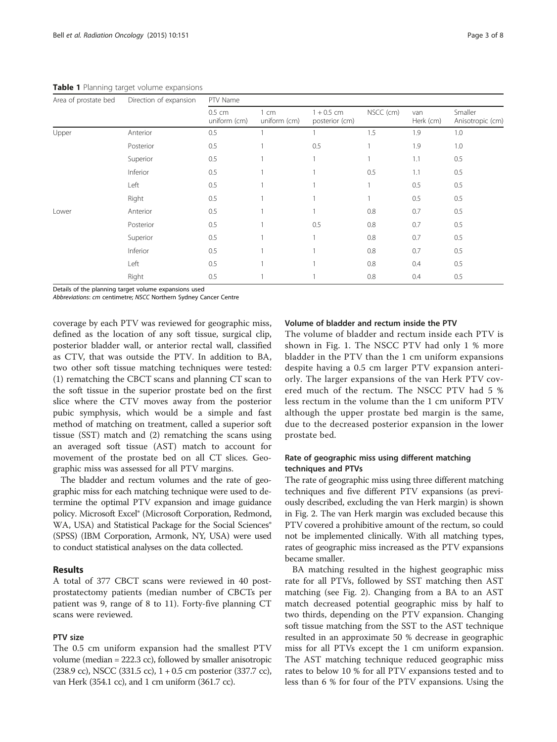**Table 1** Planning target volume expansions

| Area of prostate bed | Direction of expansion | PTV Name | | | | | |
|---|---|---|---|---|---|---|---|
| | | 0.5 cm uniform (cm) | 1 cm uniform (cm) | 1 + 0.5 cm posterior (cm) | NSCC (cm) | van Herk (cm) | Smaller Anisotropic (cm) |
| Upper | Anterior | 0.5 | 1 | 1 | 1.5 | 1.9 | 1.0 |
| | Posterior | 0.5 | 1 | 0.5 | 1 | 1.9 | 1.0 |
| | Superior | 0.5 | 1 | 1 | 1 | 1.1 | 0.5 |
| | Inferior | 0.5 | 1 | 1 | 0.5 | 1.1 | 0.5 |
| | Left | 0.5 | 1 | 1 | 1 | 0.5 | 0.5 |
| | Right | 0.5 | 1 | 1 | 1 | 0.5 | 0.5 |
| Lower | Anterior | 0.5 | 1 | 1 | 0.8 | 0.7 | 0.5 |
| | Posterior | 0.5 | 1 | 0.5 | 0.8 | 0.7 | 0.5 |
| | Superior | 0.5 | 1 | 1 | 0.8 | 0.7 | 0.5 |
| | Inferior | 0.5 | 1 | 1 | 0.8 | 0.7 | 0.5 |
| | Left | 0.5 | 1 | 1 | 0.8 | 0.4 | 0.5 |
| | Right | 0.5 | 1 | 1 | 0.8 | 0.4 | 0.5 |

Details of the planning target volume expansions used

*Abbreviations*: *cm* centimetre; *NSCC* Northern Sydney Cancer Centre

coverage by each PTV was reviewed for geographic miss, defined as the location of any soft tissue, surgical clip, posterior bladder wall, or anterior rectal wall, classified as CTV, that was outside the PTV. In addition to BA, two other soft tissue matching techniques were tested: (1) rematching the CBCT scans and planning CT scan to the soft tissue in the superior prostate bed on the first slice where the CTV moves away from the posterior pubic symphysis, which would be a simple and fast method of matching on treatment, called a superior soft tissue (SST) match and (2) rematching the scans using an averaged soft tissue (AST) match to account for movement of the prostate bed on all CT slices. Geographic miss was assessed for all PTV margins.

The bladder and rectum volumes and the rate of geographic miss for each matching technique were used to determine the optimal PTV expansion and image guidance policy. Microsoft Excel® (Microsoft Corporation, Redmond, WA, USA) and Statistical Package for the Social Sciences® (SPSS) (IBM Corporation, Armonk, NY, USA) were used to conduct statistical analyses on the data collected.

## Results

A total of 377 CBCT scans were reviewed in 40 post-prostatectomy patients (median number of CBCTs per patient was 9, range of 8 to 11). Forty-five planning CT scans were reviewed.

### PTV size

The 0.5 cm uniform expansion had the smallest PTV volume (median = 222.3 cc), followed by smaller anisotropic (238.9 cc), NSCC (331.5 cc), 1 + 0.5 cm posterior (337.7 cc), van Herk (354.1 cc), and 1 cm uniform (361.7 cc).

### Volume of bladder and rectum inside the PTV

The volume of bladder and rectum inside each PTV is shown in Fig. 1. The NSCC PTV had only 1 % more bladder in the PTV than the 1 cm uniform expansions despite having a 0.5 cm larger PTV expansion anteriorly. The larger expansions of the van Herk PTV covered much of the rectum. The NSCC PTV had 5 % less rectum in the volume than the 1 cm uniform PTV although the upper prostate bed margin is the same, due to the decreased posterior expansion in the lower prostate bed.

### Rate of geographic miss using different matching techniques and PTVs

The rate of geographic miss using three different matching techniques and five different PTV expansions (as previously described, excluding the van Herk margin) is shown in Fig. 2. The van Herk margin was excluded because this PTV covered a prohibitive amount of the rectum, so could not be implemented clinically. With all matching types, rates of geographic miss increased as the PTV expansions became smaller.

BA matching resulted in the highest geographic miss rate for all PTVs, followed by SST matching then AST matching (see Fig. 2). Changing from a BA to an AST match decreased potential geographic miss by half to two thirds, depending on the PTV expansion. Changing soft tissue matching from the SST to the AST technique resulted in an approximate 50 % decrease in geographic miss for all PTVs except the 1 cm uniform expansion. The AST matching technique reduced geographic miss rates to below 10 % for all PTV expansions tested and to less than 6 % for four of the PTV expansions. Using the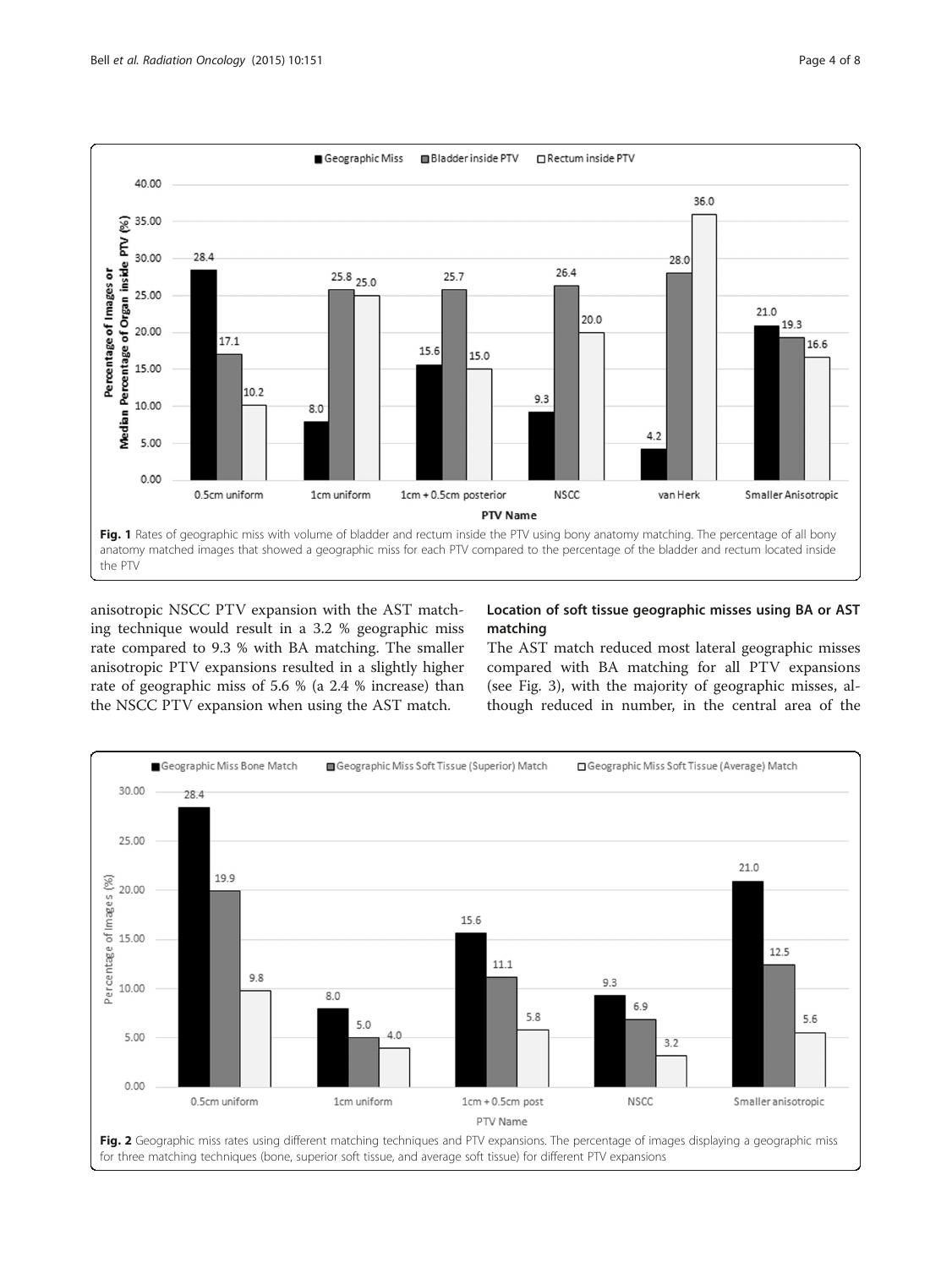Fig. 1 Rates of geographic miss with volume of bladder and rectum inside the PTV using bony anatomy matching. The percentage of all bony anatomy matched images that showed a geographic miss for each PTV compared to the percentage of the bladder and rectum located inside the PTV

anisotropic NSCC PTV expansion with the AST matching technique would result in a 3.2 % geographic miss rate compared to 9.3 % with BA matching. The smaller anisotropic PTV expansions resulted in a slightly higher rate of geographic miss of 5.6 % (a 2.4 % increase) than the NSCC PTV expansion when using the AST match.

### Location of soft tissue geographic misses using BA or AST matching

The AST match reduced most lateral geographic misses compared with BA matching for all PTV expansions (see Fig. 3), with the majority of geographic misses, although reduced in number, in the central area of the

Fig. 2 Geographic miss rates using different matching techniques and PTV expansions. The percentage of images displaying a geographic miss for three matching techniques (bone, superior soft tissue, and average soft tissue) for different PTV expansions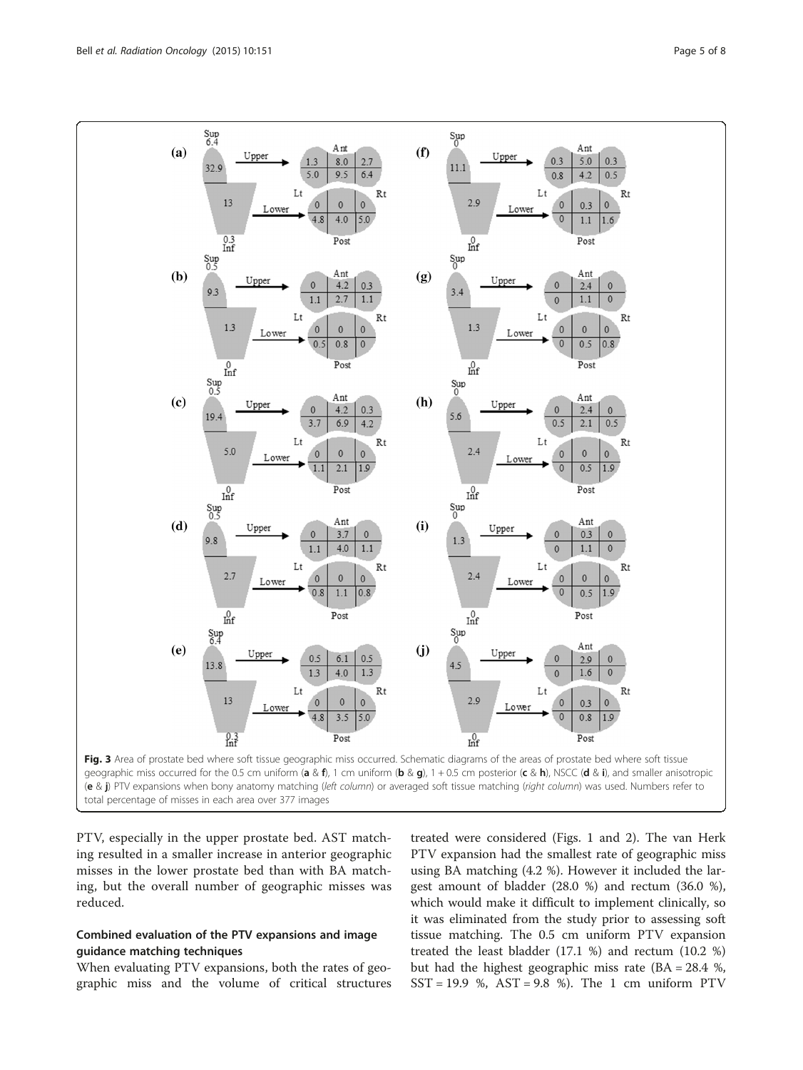**Fig. 3** Area of prostate bed where soft tissue geographic miss occurred. Schematic diagrams of the areas of prostate bed where soft tissue geographic miss occurred for the 0.5 cm uniform (**a** & **f**), 1 cm uniform (**b** & **g**), 1 + 0.5 cm posterior (**c** & **h**), NSCC (**d** & **i**), and smaller anisotropic (**e** & **j**) PTV expansions when bony anatomy matching (*left column*) or averaged soft tissue matching (*right column*) was used. Numbers refer to total percentage of misses in each area over 377 images

PTV, especially in the upper prostate bed. AST matching resulted in a smaller increase in anterior geographic misses in the lower prostate bed than with BA matching, but the overall number of geographic misses was reduced.

## Combined evaluation of the PTV expansions and image guidance matching techniques

When evaluating PTV expansions, both the rates of geographic miss and the volume of critical structures treated were considered (Figs. 1 and 2). The van Herk PTV expansion had the smallest rate of geographic miss using BA matching (4.2 %). However it included the largest amount of bladder (28.0 %) and rectum (36.0 %), which would make it difficult to implement clinically, so it was eliminated from the study prior to assessing soft tissue matching. The 0.5 cm uniform PTV expansion treated the least bladder (17.1 %) and rectum (10.2 %) but had the highest geographic miss rate (BA = 28.4 %, SST = 19.9 %, AST = 9.8 %). The 1 cm uniform PTV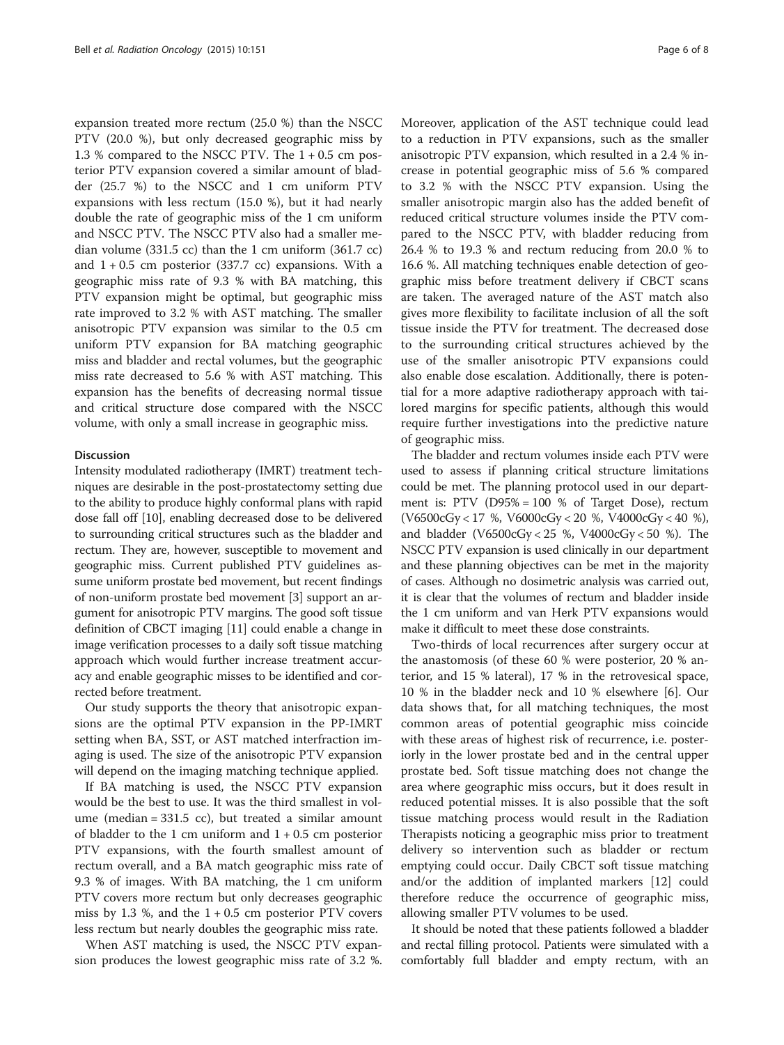expansion treated more rectum (25.0 %) than the NSCC PTV (20.0 %), but only decreased geographic miss by 1.3 % compared to the NSCC PTV. The 1 + 0.5 cm posterior PTV expansion covered a similar amount of bladder (25.7 %) to the NSCC and 1 cm uniform PTV expansions with less rectum (15.0 %), but it had nearly double the rate of geographic miss of the 1 cm uniform and NSCC PTV. The NSCC PTV also had a smaller median volume (331.5 cc) than the 1 cm uniform (361.7 cc) and 1 + 0.5 cm posterior (337.7 cc) expansions. With a geographic miss rate of 9.3 % with BA matching, this PTV expansion might be optimal, but geographic miss rate improved to 3.2 % with AST matching. The smaller anisotropic PTV expansion was similar to the 0.5 cm uniform PTV expansion for BA matching geographic miss and bladder and rectal volumes, but the geographic miss rate decreased to 5.6 % with AST matching. This expansion has the benefits of decreasing normal tissue and critical structure dose compared with the NSCC volume, with only a small increase in geographic miss.

## Discussion

Intensity modulated radiotherapy (IMRT) treatment techniques are desirable in the post-prostatectomy setting due to the ability to produce highly conformal plans with rapid dose fall off [10], enabling decreased dose to be delivered to surrounding critical structures such as the bladder and rectum. They are, however, susceptible to movement and geographic miss. Current published PTV guidelines assume uniform prostate bed movement, but recent findings of non-uniform prostate bed movement [3] support an argument for anisotropic PTV margins. The good soft tissue definition of CBCT imaging [11] could enable a change in image verification processes to a daily soft tissue matching approach which would further increase treatment accuracy and enable geographic misses to be identified and corrected before treatment.

Our study supports the theory that anisotropic expansions are the optimal PTV expansion in the PP-IMRT setting when BA, SST, or AST matched interfraction imaging is used. The size of the anisotropic PTV expansion will depend on the imaging matching technique applied.

If BA matching is used, the NSCC PTV expansion would be the best to use. It was the third smallest in volume (median = 331.5 cc), but treated a similar amount of bladder to the 1 cm uniform and 1 + 0.5 cm posterior PTV expansions, with the fourth smallest amount of rectum overall, and a BA match geographic miss rate of 9.3 % of images. With BA matching, the 1 cm uniform PTV covers more rectum but only decreases geographic miss by 1.3 %, and the 1 + 0.5 cm posterior PTV covers less rectum but nearly doubles the geographic miss rate.

When AST matching is used, the NSCC PTV expansion produces the lowest geographic miss rate of 3.2 %. Moreover, application of the AST technique could lead to a reduction in PTV expansions, such as the smaller anisotropic PTV expansion, which resulted in a 2.4 % increase in potential geographic miss of 5.6 % compared to 3.2 % with the NSCC PTV expansion. Using the smaller anisotropic margin also has the added benefit of reduced critical structure volumes inside the PTV compared to the NSCC PTV, with bladder reducing from 26.4 % to 19.3 % and rectum reducing from 20.0 % to 16.6 %. All matching techniques enable detection of geographic miss before treatment delivery if CBCT scans are taken. The averaged nature of the AST match also gives more flexibility to facilitate inclusion of all the soft tissue inside the PTV for treatment. The decreased dose to the surrounding critical structures achieved by the use of the smaller anisotropic PTV expansions could also enable dose escalation. Additionally, there is potential for a more adaptive radiotherapy approach with tailored margins for specific patients, although this would require further investigations into the predictive nature of geographic miss.

The bladder and rectum volumes inside each PTV were used to assess if planning critical structure limitations could be met. The planning protocol used in our department is: PTV (D95% = 100 % of Target Dose), rectum (V6500cGy < 17 %, V6000cGy < 20 %, V4000cGy < 40 %), and bladder (V6500cGy < 25 %, V4000cGy < 50 %). The NSCC PTV expansion is used clinically in our department and these planning objectives can be met in the majority of cases. Although no dosimetric analysis was carried out, it is clear that the volumes of rectum and bladder inside the 1 cm uniform and van Herk PTV expansions would make it difficult to meet these dose constraints.

Two-thirds of local recurrences after surgery occur at the anastomosis (of these 60 % were posterior, 20 % anterior, and 15 % lateral), 17 % in the retrovesical space, 10 % in the bladder neck and 10 % elsewhere [6]. Our data shows that, for all matching techniques, the most common areas of potential geographic miss coincide with these areas of highest risk of recurrence, i.e. posteriorly in the lower prostate bed and in the central upper prostate bed. Soft tissue matching does not change the area where geographic miss occurs, but it does result in reduced potential misses. It is also possible that the soft tissue matching process would result in the Radiation Therapists noticing a geographic miss prior to treatment delivery so intervention such as bladder or rectum emptying could occur. Daily CBCT soft tissue matching and/or the addition of implanted markers [12] could therefore reduce the occurrence of geographic miss, allowing smaller PTV volumes to be used.

It should be noted that these patients followed a bladder and rectal filling protocol. Patients were simulated with a comfortably full bladder and empty rectum, with an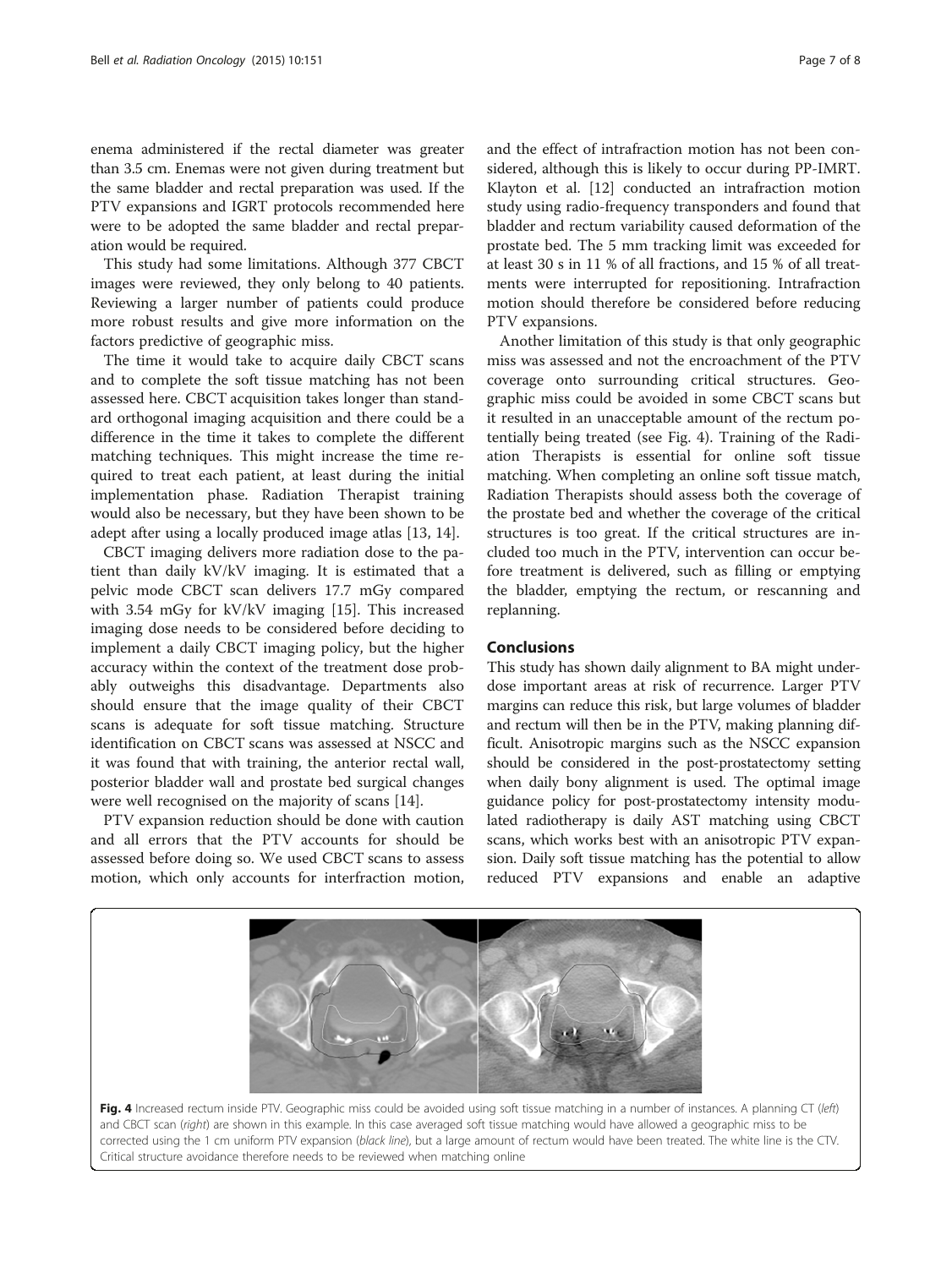enema administered if the rectal diameter was greater than 3.5 cm. Enemas were not given during treatment but the same bladder and rectal preparation was used. If the PTV expansions and IGRT protocols recommended here were to be adopted the same bladder and rectal preparation would be required.

This study had some limitations. Although 377 CBCT images were reviewed, they only belong to 40 patients. Reviewing a larger number of patients could produce more robust results and give more information on the factors predictive of geographic miss.

The time it would take to acquire daily CBCT scans and to complete the soft tissue matching has not been assessed here. CBCT acquisition takes longer than standard orthogonal imaging acquisition and there could be a difference in the time it takes to complete the different matching techniques. This might increase the time required to treat each patient, at least during the initial implementation phase. Radiation Therapist training would also be necessary, but they have been shown to be adept after using a locally produced image atlas [13, 14].

CBCT imaging delivers more radiation dose to the patient than daily kV/kV imaging. It is estimated that a pelvic mode CBCT scan delivers 17.7 mGy compared with 3.54 mGy for kV/kV imaging [15]. This increased imaging dose needs to be considered before deciding to implement a daily CBCT imaging policy, but the higher accuracy within the context of the treatment dose probably outweighs this disadvantage. Departments also should ensure that the image quality of their CBCT scans is adequate for soft tissue matching. Structure identification on CBCT scans was assessed at NSCC and it was found that with training, the anterior rectal wall, posterior bladder wall and prostate bed surgical changes were well recognised on the majority of scans [14].

PTV expansion reduction should be done with caution and all errors that the PTV accounts for should be assessed before doing so. We used CBCT scans to assess motion, which only accounts for interfraction motion, and the effect of intrafraction motion has not been considered, although this is likely to occur during PP-IMRT. Klayton et al. [12] conducted an intrafraction motion study using radio-frequency transponders and found that bladder and rectum variability caused deformation of the prostate bed. The 5 mm tracking limit was exceeded for at least 30 s in 11 % of all fractions, and 15 % of all treatments were interrupted for repositioning. Intrafraction motion should therefore be considered before reducing PTV expansions.

Another limitation of this study is that only geographic miss was assessed and not the encroachment of the PTV coverage onto surrounding critical structures. Geographic miss could be avoided in some CBCT scans but it resulted in an unacceptable amount of the rectum potentially being treated (see Fig. 4). Training of the Radiation Therapists is essential for online soft tissue matching. When completing an online soft tissue match, Radiation Therapists should assess both the coverage of the prostate bed and whether the coverage of the critical structures is too great. If the critical structures are included too much in the PTV, intervention can occur before treatment is delivered, such as filling or emptying the bladder, emptying the rectum, or rescanning and replanning.

## Conclusions

This study has shown daily alignment to BA might underdose important areas at risk of recurrence. Larger PTV margins can reduce this risk, but large volumes of bladder and rectum will then be in the PTV, making planning difficult. Anisotropic margins such as the NSCC expansion should be considered in the post-prostatectomy setting when daily bony alignment is used. The optimal image guidance policy for post-prostatectomy intensity modulated radiotherapy is daily AST matching using CBCT scans, which works best with an anisotropic PTV expansion. Daily soft tissue matching has the potential to allow reduced PTV expansions and enable an adaptive

**Fig. 4** Increased rectum inside PTV. Geographic miss could be avoided using soft tissue matching in a number of instances. A planning CT (*left*) and CBCT scan (*right*) are shown in this example. In this case averaged soft tissue matching would have allowed a geographic miss to be corrected using the 1 cm uniform PTV expansion (*black line*), but a large amount of rectum would have been treated. The white line is the CTV. Critical structure avoidance therefore needs to be reviewed when matching online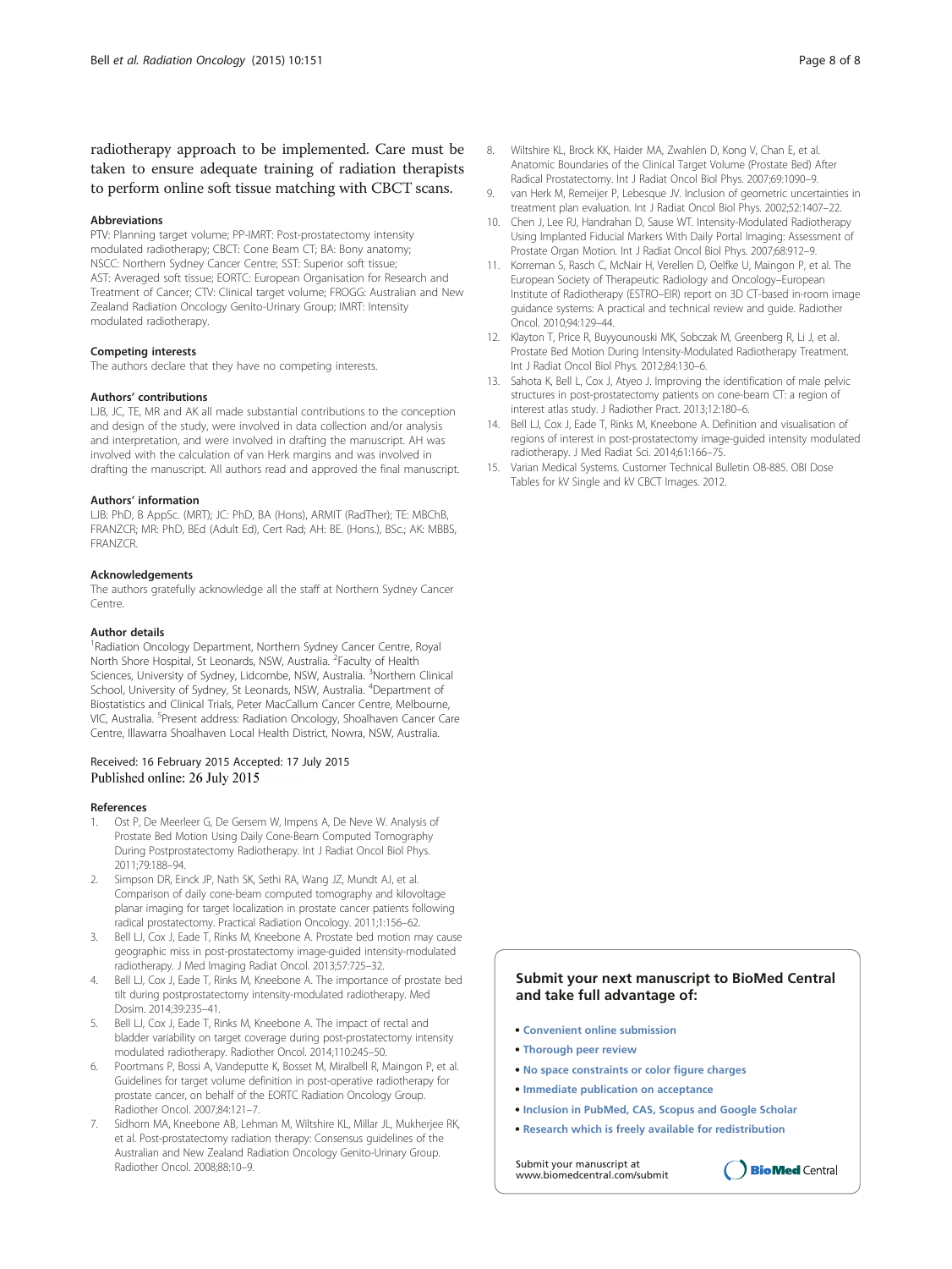radiotherapy approach to be implemented. Care must be taken to ensure adequate training of radiation therapists to perform online soft tissue matching with CBCT scans.

### Abbreviations

PTV: Planning target volume; PP-IMRT: Post-prostatectomy intensity modulated radiotherapy; CBCT: Cone Beam CT; BA: Bony anatomy; NSCC: Northern Sydney Cancer Centre; SST: Superior soft tissue; AST: Averaged soft tissue; EORTC: European Organisation for Research and Treatment of Cancer; CTV: Clinical target volume; FROGG: Australian and New Zealand Radiation Oncology Genito-Urinary Group; IMRT: Intensity modulated radiotherapy.

### Competing interests

The authors declare that they have no competing interests.

### Authors' contributions

LJB, JC, TE, MR and AK all made substantial contributions to the conception and design of the study, were involved in data collection and/or analysis and interpretation, and were involved in drafting the manuscript. AH was involved with the calculation of van Herk margins and was involved in drafting the manuscript. All authors read and approved the final manuscript.

### Authors' information

LJB: PhD, B AppSc. (MRT); JC: PhD, BA (Hons), ARMIT (RadTher); TE: MBChB, FRANZCR; MR: PhD, BEd (Adult Ed), Cert Rad; AH: BE. (Hons.), BSc.; AK: MBBS, FRANZCR.

### Acknowledgements

The authors gratefully acknowledge all the staff at Northern Sydney Cancer Centre.

### Author details

[1]Radiation Oncology Department, Northern Sydney Cancer Centre, Royal North Shore Hospital, St Leonards, NSW, Australia. [2]Faculty of Health Sciences, University of Sydney, Lidcombe, NSW, Australia. [3]Northern Clinical School, University of Sydney, St Leonards, NSW, Australia. [4]Department of Biostatistics and Clinical Trials, Peter MacCallum Cancer Centre, Melbourne, VIC, Australia. [5]Present address: Radiation Oncology, Shoalhaven Cancer Care Centre, Illawarra Shoalhaven Local Health District, Nowra, NSW, Australia.

Received: 16 February 2015 Accepted: 17 July 2015
Published online: 26 July 2015

### References

1. Ost P, De Meerleer G, De Gersem W, Impens A, De Neve W. Analysis of Prostate Bed Motion Using Daily Cone-Beam Computed Tomography During Postprostatectomy Radiotherapy. Int J Radiat Oncol Biol Phys. 2011;79:188–94.
2. Simpson DR, Einck JP, Nath SK, Sethi RA, Wang JZ, Mundt AJ, et al. Comparison of daily cone-beam computed tomography and kilovoltage planar imaging for target localization in prostate cancer patients following radical prostatectomy. Practical Radiation Oncology. 2011;1:156–62.
3. Bell LJ, Cox J, Eade T, Rinks M, Kneebone A. Prostate bed motion may cause geographic miss in post-prostatectomy image-guided intensity-modulated radiotherapy. J Med Imaging Radiat Oncol. 2013;57:725–32.
4. Bell LJ, Cox J, Eade T, Rinks M, Kneebone A. The importance of prostate bed tilt during postprostatectomy intensity-modulated radiotherapy. Med Dosim. 2014;39:235–41.
5. Bell LJ, Cox J, Eade T, Rinks M, Kneebone A. The impact of rectal and bladder variability on target coverage during post-prostatectomy intensity modulated radiotherapy. Radiother Oncol. 2014;110:245–50.
6. Poortmans P, Bossi A, Vandeputte K, Bosset M, Miralbell R, Maingon P, et al. Guidelines for target volume definition in post-operative radiotherapy for prostate cancer, on behalf of the EORTC Radiation Oncology Group. Radiother Oncol. 2007;84:121–7.
7. Sidhom MA, Kneebone AB, Lehman M, Wiltshire KL, Millar JL, Mukherjee RK, et al. Post-prostatectomy radiation therapy: Consensus guidelines of the Australian and New Zealand Radiation Oncology Genito-Urinary Group. Radiother Oncol. 2008;88:10–9.
8. Wiltshire KL, Brock KK, Haider MA, Zwahlen D, Kong V, Chan E, et al. Anatomic Boundaries of the Clinical Target Volume (Prostate Bed) After Radical Prostatectomy. Int J Radiat Oncol Biol Phys. 2007;69:1090–9.
9. van Herk M, Remeijer P, Lebesque JV. Inclusion of geometric uncertainties in treatment plan evaluation. Int J Radiat Oncol Biol Phys. 2002;52:1407–22.
10. Chen J, Lee RJ, Handrahan D, Sause WT. Intensity-Modulated Radiotherapy Using Implanted Fiducial Markers With Daily Portal Imaging: Assessment of Prostate Organ Motion. Int J Radiat Oncol Biol Phys. 2007;68:912–9.
11. Korreman S, Rasch C, McNair H, Verellen D, Oelfke U, Maingon P, et al. The European Society of Therapeutic Radiology and Oncology–European Institute of Radiotherapy (ESTRO–EIR) report on 3D CT-based in-room image guidance systems: A practical and technical review and guide. Radiother Oncol. 2010;94:129–44.
12. Klayton T, Price R, Buyyounouski MK, Sobczak M, Greenberg R, Li J, et al. Prostate Bed Motion During Intensity-Modulated Radiotherapy Treatment. Int J Radiat Oncol Biol Phys. 2012;84:130–6.
13. Sahota K, Bell L, Cox J, Atyeo J. Improving the identification of male pelvic structures in post-prostatectomy patients on cone-beam CT: a region of interest atlas study. J Radiother Pract. 2013;12:180–6.
14. Bell LJ, Cox J, Eade T, Rinks M, Kneebone A. Definition and visualisation of regions of interest in post-prostatectomy image-guided intensity modulated radiotherapy. J Med Radiat Sci. 2014;61:166–75.
15. Varian Medical Systems. Customer Technical Bulletin OB-885. OBI Dose Tables for kV Single and kV CBCT Images. 2012.

**Submit your next manuscript to BioMed Central and take full advantage of:**

- Convenient online submission
- Thorough peer review
- No space constraints or color figure charges
- Immediate publication on acceptance
- Inclusion in PubMed, CAS, Scopus and Google Scholar
- Research which is freely available for redistribution

Submit your manuscript at
www.biomedcentral.com/submit

BioMed Central